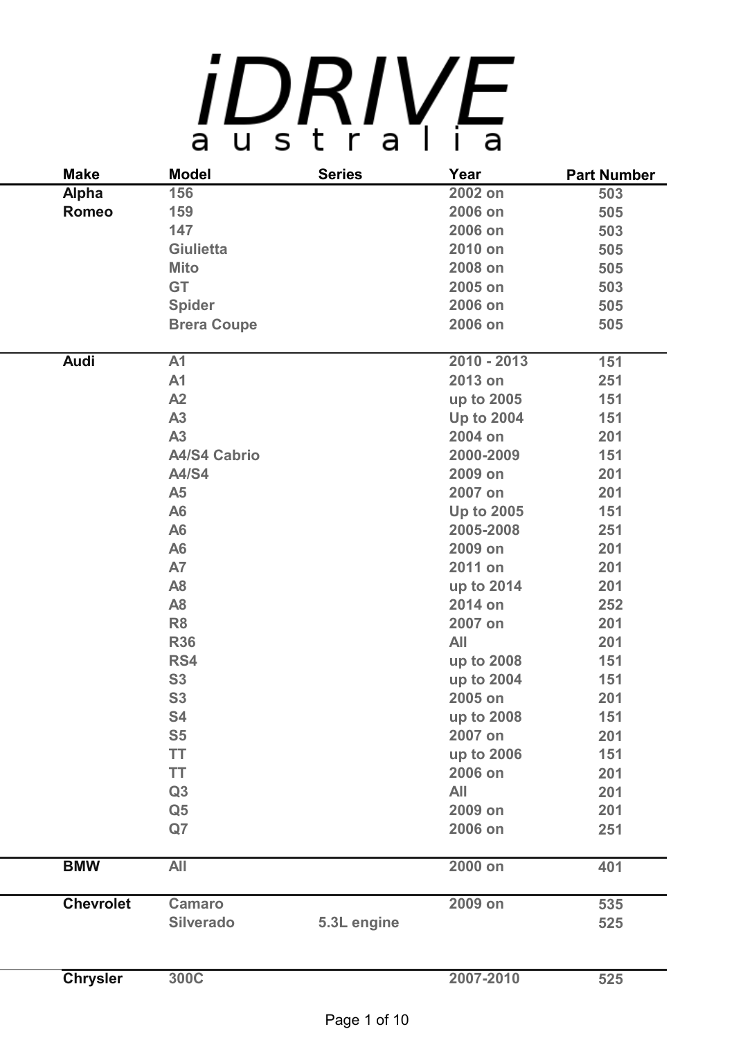# iDRIVE australia

| Make | Model | Series | Year | Part Number |
|---|---|---|---|---|
| Alpha Romeo | 156 | | 2002 on | 503 |
| | 159 | | 2006 on | 505 |
| | 147 | | 2006 on | 503 |
| | Giulietta | | 2010 on | 505 |
| | Mito | | 2008 on | 505 |
| | GT | | 2005 on | 503 |
| | Spider | | 2006 on | 505 |
| | Brera Coupe | | 2006 on | 505 |
| Audi | A1 | | 2010 - 2013 | 151 |
| | A1 | | 2013 on | 251 |
| | A2 | | up to 2005 | 151 |
| | A3 | | Up to 2004 | 151 |
| | A3 | | 2004 on | 201 |
| | A4/S4 Cabrio | | 2000-2009 | 151 |
| | A4/S4 | | 2009 on | 201 |
| | A5 | | 2007 on | 201 |
| | A6 | | Up to 2005 | 151 |
| | A6 | | 2005-2008 | 251 |
| | A6 | | 2009 on | 201 |
| | A7 | | 2011 on | 201 |
| | A8 | | up to 2014 | 201 |
| | A8 | | 2014 on | 252 |
| | R8 | | 2007 on | 201 |
| | R36 | | All | 201 |
| | RS4 | | up to 2008 | 151 |
| | S3 | | up to 2004 | 151 |
| | S3 | | 2005 on | 201 |
| | S4 | | up to 2008 | 151 |
| | S5 | | 2007 on | 201 |
| | TT | | up to 2006 | 151 |
| | TT | | 2006 on | 201 |
| | Q3 | | All | 201 |
| | Q5 | | 2009 on | 201 |
| | Q7 | | 2006 on | 251 |
| BMW | All | | 2000 on | 401 |
| Chevrolet | Camaro | | 2009 on | 535 |
| | Silverado | 5.3L engine | | 525 |
| Chrysler | 300C | | 2007-2010 | 525 |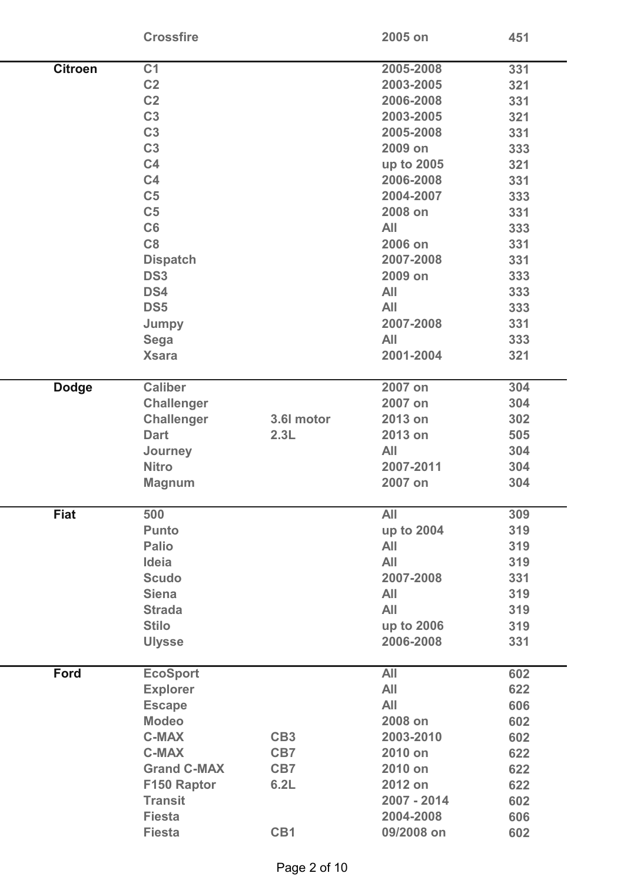| | | | | |
|---|---|---|---|---|
| | Crossfire | | 2005 on | 451 |
| **Citroen** | C1 | | 2005-2008 | 331 |
| | C2 | | 2003-2005 | 321 |
| | C2 | | 2006-2008 | 331 |
| | C3 | | 2003-2005 | 321 |
| | C3 | | 2005-2008 | 331 |
| | C3 | | 2009 on | 333 |
| | C4 | | up to 2005 | 321 |
| | C4 | | 2006-2008 | 331 |
| | C5 | | 2004-2007 | 333 |
| | C5 | | 2008 on | 331 |
| | C6 | | All | 333 |
| | C8 | | 2006 on | 331 |
| | Dispatch | | 2007-2008 | 331 |
| | DS3 | | 2009 on | 333 |
| | DS4 | | All | 333 |
| | DS5 | | All | 333 |
| | Jumpy | | 2007-2008 | 331 |
| | Sega | | All | 333 |
| | Xsara | | 2001-2004 | 321 |
| **Dodge** | Caliber | | 2007 on | 304 |
| | Challenger | | 2007 on | 304 |
| | Challenger | 3.6l motor | 2013 on | 302 |
| | Dart | 2.3L | 2013 on | 505 |
| | Journey | | All | 304 |
| | Nitro | | 2007-2011 | 304 |
| | Magnum | | 2007 on | 304 |
| **Fiat** | 500 | | All | 309 |
| | Punto | | up to 2004 | 319 |
| | Palio | | All | 319 |
| | Ideia | | All | 319 |
| | Scudo | | 2007-2008 | 331 |
| | Siena | | All | 319 |
| | Strada | | All | 319 |
| | Stilo | | up to 2006 | 319 |
| | Ulysse | | 2006-2008 | 331 |
| **Ford** | EcoSport | | All | 602 |
| | Explorer | | All | 622 |
| | Escape | | All | 606 |
| | Modeo | | 2008 on | 602 |
| | C-MAX | CB3 | 2003-2010 | 602 |
| | C-MAX | CB7 | 2010 on | 622 |
| | Grand C-MAX | CB7 | 2010 on | 622 |
| | F150 Raptor | 6.2L | 2012 on | 622 |
| | Transit | | 2007 - 2014 | 602 |
| | Fiesta | | 2004-2008 | 606 |
| | Fiesta | CB1 | 09/2008 on | 602 |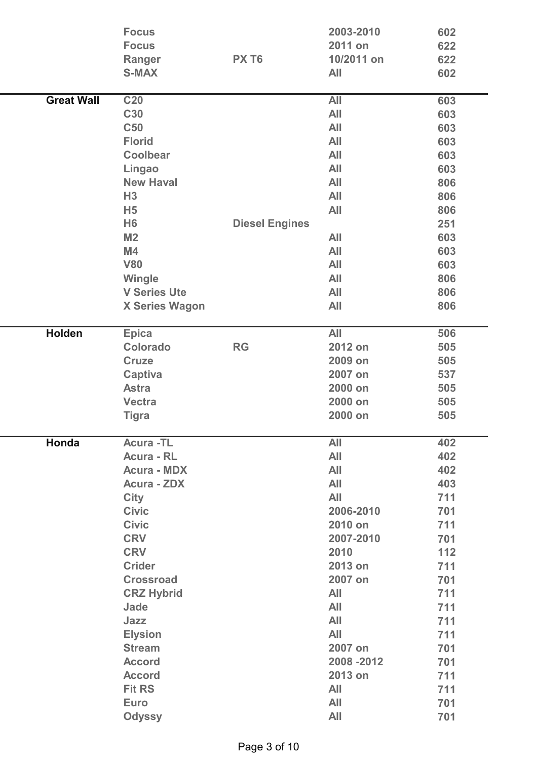| | | | | |
|---|---|---|---|---|
| | **Focus** | | **2003-2010** | **602** |
| | **Focus** | | **2011 on** | **622** |
| | **Ranger** | **PX T6** | **10/2011 on** | **622** |
| | **S-MAX** | | **All** | **602** |
| **Great Wall** | **C20** | | **All** | **603** |
| | **C30** | | **All** | **603** |
| | **C50** | | **All** | **603** |
| | **Florid** | | **All** | **603** |
| | **Coolbear** | | **All** | **603** |
| | **Lingao** | | **All** | **603** |
| | **New Haval** | | **All** | **806** |
| | **H3** | | **All** | **806** |
| | **H5** | | **All** | **806** |
| | **H6** | **Diesel Engines** | | **251** |
| | **M2** | | **All** | **603** |
| | **M4** | | **All** | **603** |
| | **V80** | | **All** | **603** |
| | **Wingle** | | **All** | **806** |
| | **V Series Ute** | | **All** | **806** |
| | **X Series Wagon** | | **All** | **806** |
| **Holden** | **Epica** | | **All** | **506** |
| | **Colorado** | **RG** | **2012 on** | **505** |
| | **Cruze** | | **2009 on** | **505** |
| | **Captiva** | | **2007 on** | **537** |
| | **Astra** | | **2000 on** | **505** |
| | **Vectra** | | **2000 on** | **505** |
| | **Tigra** | | **2000 on** | **505** |
| **Honda** | **Acura -TL** | | **All** | **402** |
| | **Acura - RL** | | **All** | **402** |
| | **Acura - MDX** | | **All** | **402** |
| | **Acura - ZDX** | | **All** | **403** |
| | **City** | | **All** | **711** |
| | **Civic** | | **2006-2010** | **701** |
| | **Civic** | | **2010 on** | **711** |
| | **CRV** | | **2007-2010** | **701** |
| | **CRV** | | **2010** | **112** |
| | **Crider** | | **2013 on** | **711** |
| | **Crossroad** | | **2007 on** | **701** |
| | **CRZ Hybrid** | | **All** | **711** |
| | **Jade** | | **All** | **711** |
| | **Jazz** | | **All** | **711** |
| | **Elysion** | | **All** | **711** |
| | **Stream** | | **2007 on** | **701** |
| | **Accord** | | **2008 -2012** | **701** |
| | **Accord** | | **2013 on** | **711** |
| | **Fit RS** | | **All** | **711** |
| | **Euro** | | **All** | **701** |
| | **Odyssy** | | **All** | **701** |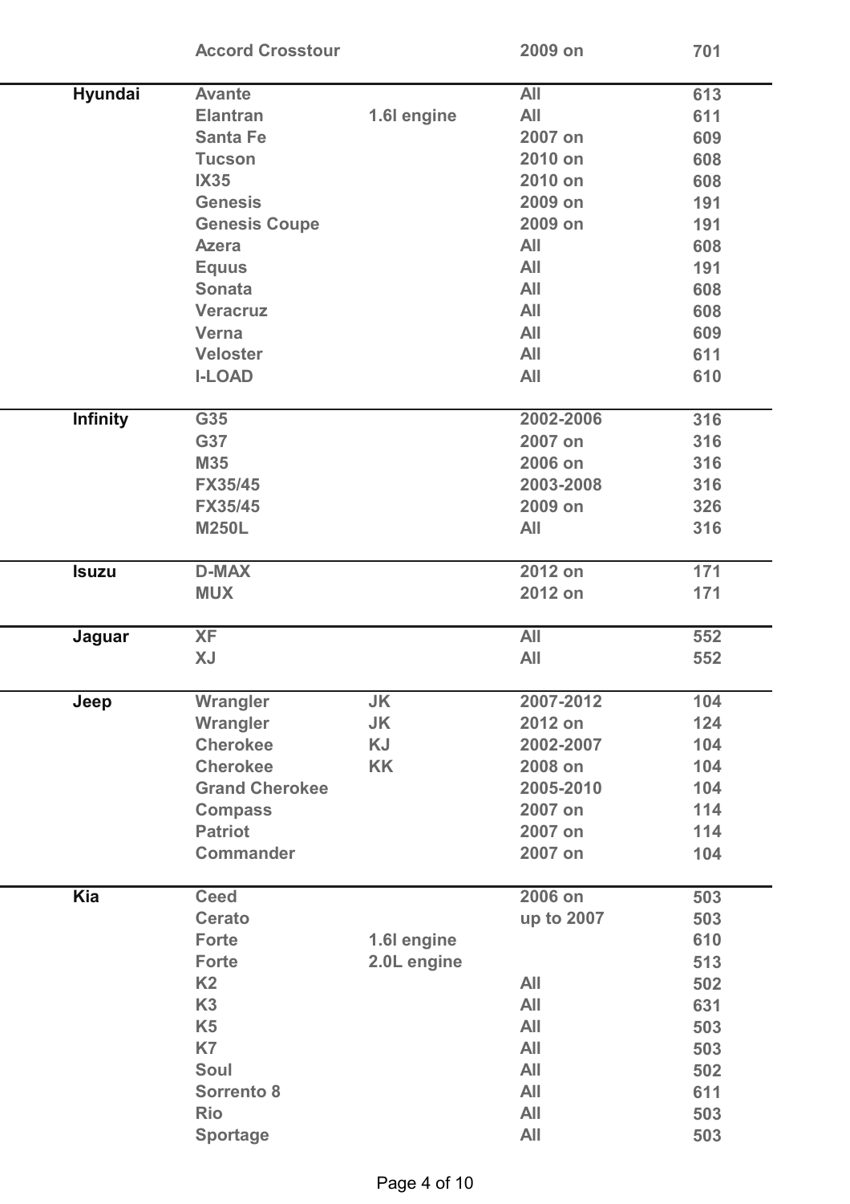| | | | | |
|---|---|---|---|---|
| | **Accord Crosstour** | | **2009 on** | **701** |
| **Hyundai** | **Avante** | | **All** | **613** |
| | **Elantran** | **1.6l engine** | **All** | **611** |
| | **Santa Fe** | | **2007 on** | **609** |
| | **Tucson** | | **2010 on** | **608** |
| | **IX35** | | **2010 on** | **608** |
| | **Genesis** | | **2009 on** | **191** |
| | **Genesis Coupe** | | **2009 on** | **191** |
| | **Azera** | | **All** | **608** |
| | **Equus** | | **All** | **191** |
| | **Sonata** | | **All** | **608** |
| | **Veracruz** | | **All** | **608** |
| | **Verna** | | **All** | **609** |
| | **Veloster** | | **All** | **611** |
| | **I-LOAD** | | **All** | **610** |
| **Infinity** | **G35** | | **2002-2006** | **316** |
| | **G37** | | **2007 on** | **316** |
| | **M35** | | **2006 on** | **316** |
| | **FX35/45** | | **2003-2008** | **316** |
| | **FX35/45** | | **2009 on** | **326** |
| | **M250L** | | **All** | **316** |
| **Isuzu** | **D-MAX** | | **2012 on** | **171** |
| | **MUX** | | **2012 on** | **171** |
| **Jaguar** | **XF** | | **All** | **552** |
| | **XJ** | | **All** | **552** |
| **Jeep** | **Wrangler** | **JK** | **2007-2012** | **104** |
| | **Wrangler** | **JK** | **2012 on** | **124** |
| | **Cherokee** | **KJ** | **2002-2007** | **104** |
| | **Cherokee** | **KK** | **2008 on** | **104** |
| | **Grand Cherokee** | | **2005-2010** | **104** |
| | **Compass** | | **2007 on** | **114** |
| | **Patriot** | | **2007 on** | **114** |
| | **Commander** | | **2007 on** | **104** |
| **Kia** | **Ceed** | | **2006 on** | **503** |
| | **Cerato** | | **up to 2007** | **503** |
| | **Forte** | **1.6l engine** | | **610** |
| | **Forte** | **2.0L engine** | | **513** |
| | **K2** | | **All** | **502** |
| | **K3** | | **All** | **631** |
| | **K5** | | **All** | **503** |
| | **K7** | | **All** | **503** |
| | **Soul** | | **All** | **502** |
| | **Sorrento 8** | | **All** | **611** |
| | **Rio** | | **All** | **503** |
| | **Sportage** | | **All** | **503** |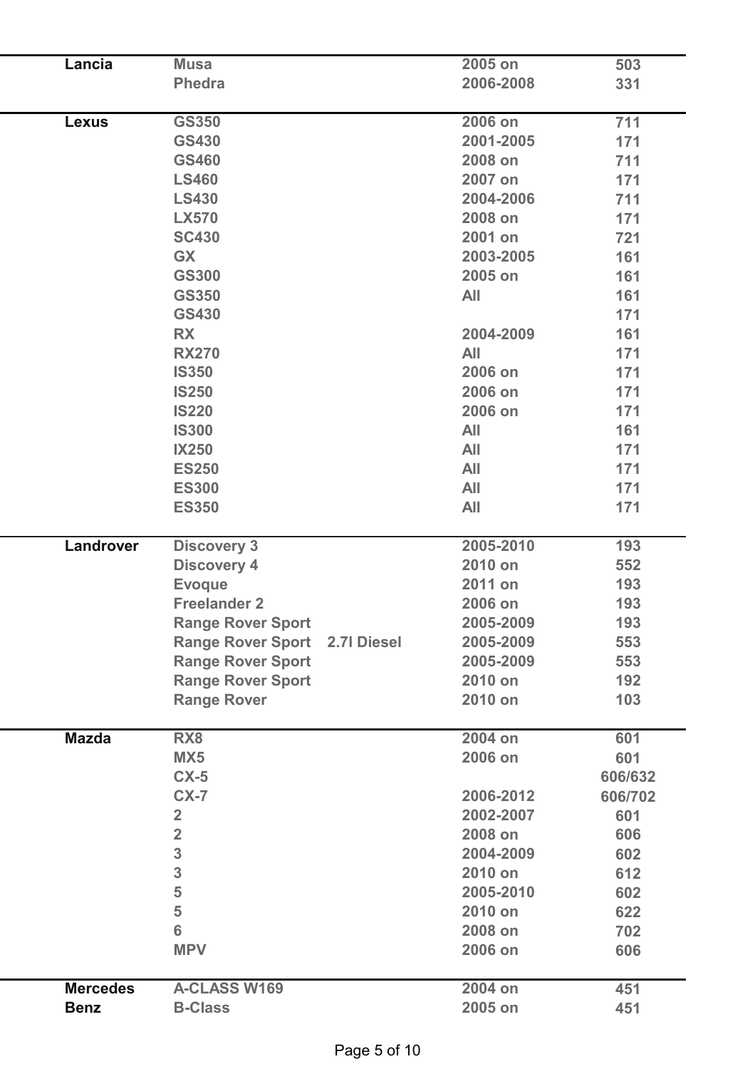| | | | | |
|---|---|---|---|---|
| **Lancia** | **Musa** | | **2005 on** | **503** |
| | **Phedra** | | **2006-2008** | **331** |
| **Lexus** | **GS350** | | **2006 on** | **711** |
| | **GS430** | | **2001-2005** | **171** |
| | **GS460** | | **2008 on** | **711** |
| | **LS460** | | **2007 on** | **171** |
| | **LS430** | | **2004-2006** | **711** |
| | **LX570** | | **2008 on** | **171** |
| | **SC430** | | **2001 on** | **721** |
| | **GX** | | **2003-2005** | **161** |
| | **GS300** | | **2005 on** | **161** |
| | **GS350** | | **All** | **161** |
| | **GS430** | | | **171** |
| | **RX** | | **2004-2009** | **161** |
| | **RX270** | | **All** | **171** |
| | **IS350** | | **2006 on** | **171** |
| | **IS250** | | **2006 on** | **171** |
| | **IS220** | | **2006 on** | **171** |
| | **IS300** | | **All** | **161** |
| | **IX250** | | **All** | **171** |
| | **ES250** | | **All** | **171** |
| | **ES300** | | **All** | **171** |
| | **ES350** | | **All** | **171** |
| **Landrover** | **Discovery 3** | | **2005-2010** | **193** |
| | **Discovery 4** | | **2010 on** | **552** |
| | **Evoque** | | **2011 on** | **193** |
| | **Freelander 2** | | **2006 on** | **193** |
| | **Range Rover Sport** | | **2005-2009** | **193** |
| | **Range Rover Sport** | **2.7l Diesel** | **2005-2009** | **553** |
| | **Range Rover Sport** | | **2005-2009** | **553** |
| | **Range Rover Sport** | | **2010 on** | **192** |
| | **Range Rover** | | **2010 on** | **103** |
| **Mazda** | **RX8** | | **2004 on** | **601** |
| | **MX5** | | **2006 on** | **601** |
| | **CX-5** | | | **606/632** |
| | **CX-7** | | **2006-2012** | **606/702** |
| | **2** | | **2002-2007** | **601** |
| | **2** | | **2008 on** | **606** |
| | **3** | | **2004-2009** | **602** |
| | **3** | | **2010 on** | **612** |
| | **5** | | **2005-2010** | **602** |
| | **5** | | **2010 on** | **622** |
| | **6** | | **2008 on** | **702** |
| | **MPV** | | **2006 on** | **606** |
| **Mercedes Benz** | **A-CLASS W169** | | **2004 on** | **451** |
| | **B-Class** | | **2005 on** | **451** |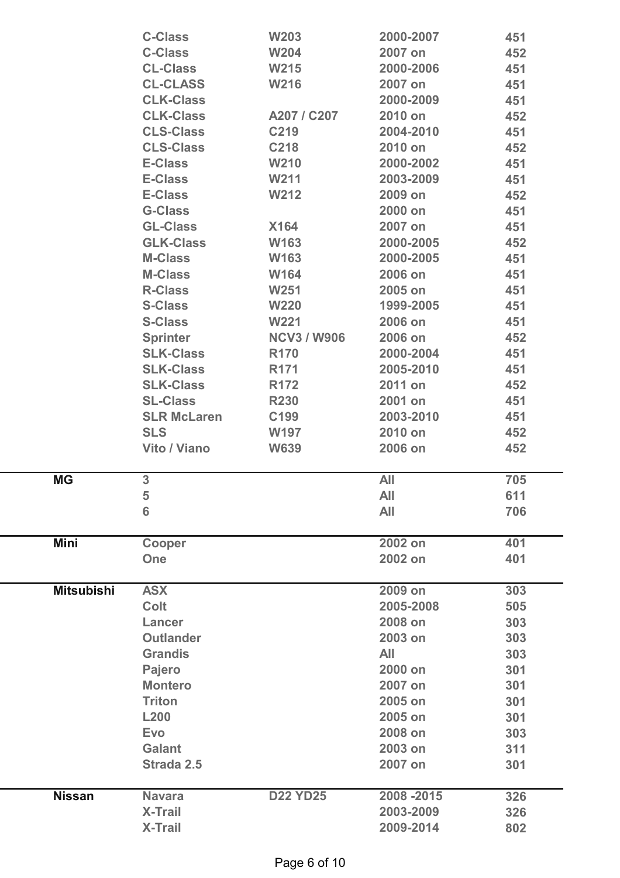| | | | | |
|---|---|---|---|---|
| | C-Class | W203 | 2000-2007 | 451 |
| | C-Class | W204 | 2007 on | 452 |
| | CL-Class | W215 | 2000-2006 | 451 |
| | CL-CLASS | W216 | 2007 on | 451 |
| | CLK-Class | | 2000-2009 | 451 |
| | CLK-Class | A207 / C207 | 2010 on | 452 |
| | CLS-Class | C219 | 2004-2010 | 451 |
| | CLS-Class | C218 | 2010 on | 452 |
| | E-Class | W210 | 2000-2002 | 451 |
| | E-Class | W211 | 2003-2009 | 451 |
| | E-Class | W212 | 2009 on | 452 |
| | G-Class | | 2000 on | 451 |
| | GL-Class | X164 | 2007 on | 451 |
| | GLK-Class | W163 | 2000-2005 | 452 |
| | M-Class | W163 | 2000-2005 | 451 |
| | M-Class | W164 | 2006 on | 451 |
| | R-Class | W251 | 2005 on | 451 |
| | S-Class | W220 | 1999-2005 | 451 |
| | S-Class | W221 | 2006 on | 451 |
| | Sprinter | NCV3 / W906 | 2006 on | 452 |
| | SLK-Class | R170 | 2000-2004 | 451 |
| | SLK-Class | R171 | 2005-2010 | 451 |
| | SLK-Class | R172 | 2011 on | 452 |
| | SL-Class | R230 | 2001 on | 451 |
| | SLR McLaren | C199 | 2003-2010 | 451 |
| | SLS | W197 | 2010 on | 452 |
| | Vito / Viano | W639 | 2006 on | 452 |
| **MG** | 3 | | All | 705 |
| | 5 | | All | 611 |
| | 6 | | All | 706 |
| **Mini** | Cooper | | 2002 on | 401 |
| | One | | 2002 on | 401 |
| **Mitsubishi** | ASX | | 2009 on | 303 |
| | Colt | | 2005-2008 | 505 |
| | Lancer | | 2008 on | 303 |
| | Outlander | | 2003 on | 303 |
| | Grandis | | All | 303 |
| | Pajero | | 2000 on | 301 |
| | Montero | | 2007 on | 301 |
| | Triton | | 2005 on | 301 |
| | L200 | | 2005 on | 301 |
| | Evo | | 2008 on | 303 |
| | Galant | | 2003 on | 311 |
| | Strada 2.5 | | 2007 on | 301 |
| **Nissan** | Navara | D22 YD25 | 2008 -2015 | 326 |
| | X-Trail | | 2003-2009 | 326 |
| | X-Trail | | 2009-2014 | 802 |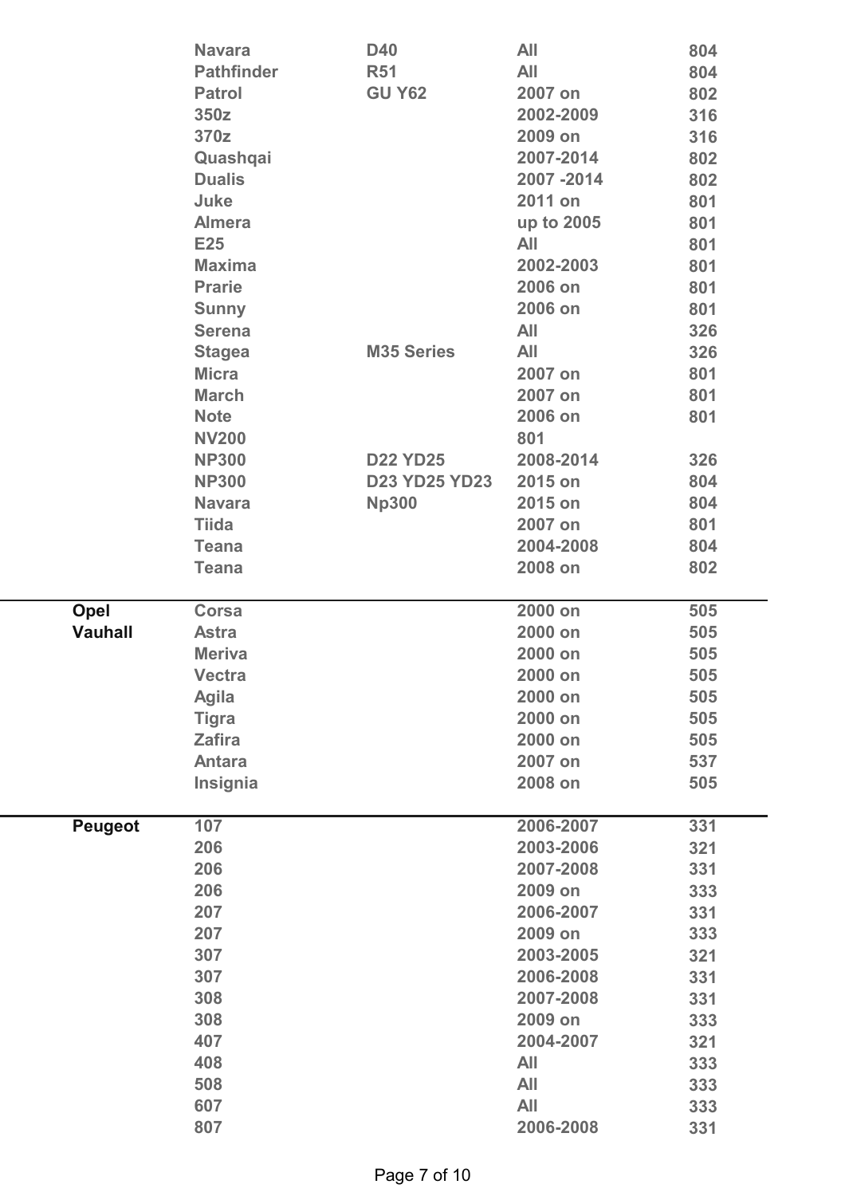| | | | | |
|---|---|---|---|---|
| | Navara | D40 | All | 804 |
| | Pathfinder | R51 | All | 804 |
| | Patrol | GU Y62 | 2007 on | 802 |
| | 350z | | 2002-2009 | 316 |
| | 370z | | 2009 on | 316 |
| | Quashqai | | 2007-2014 | 802 |
| | Dualis | | 2007 -2014 | 802 |
| | Juke | | 2011 on | 801 |
| | Almera | | up to 2005 | 801 |
| | E25 | | All | 801 |
| | Maxima | | 2002-2003 | 801 |
| | Prarie | | 2006 on | 801 |
| | Sunny | | 2006 on | 801 |
| | Serena | | All | 326 |
| | Stagea | M35 Series | All | 326 |
| | Micra | | 2007 on | 801 |
| | March | | 2007 on | 801 |
| | Note | | 2006 on | 801 |
| | NV200 | | 801 | |
| | NP300 | D22 YD25 | 2008-2014 | 326 |
| | NP300 | D23 YD25 YD23 | 2015 on | 804 |
| | Navara | Np300 | 2015 on | 804 |
| | Tiida | | 2007 on | 801 |
| | Teana | | 2004-2008 | 804 |
| | Teana | | 2008 on | 802 |
| Opel | Corsa | | 2000 on | 505 |
| Vauhall | Astra | | 2000 on | 505 |
| | Meriva | | 2000 on | 505 |
| | Vectra | | 2000 on | 505 |
| | Agila | | 2000 on | 505 |
| | Tigra | | 2000 on | 505 |
| | Zafira | | 2000 on | 505 |
| | Antara | | 2007 on | 537 |
| | Insignia | | 2008 on | 505 |
| Peugeot | 107 | | 2006-2007 | 331 |
| | 206 | | 2003-2006 | 321 |
| | 206 | | 2007-2008 | 331 |
| | 206 | | 2009 on | 333 |
| | 207 | | 2006-2007 | 331 |
| | 207 | | 2009 on | 333 |
| | 307 | | 2003-2005 | 321 |
| | 307 | | 2006-2008 | 331 |
| | 308 | | 2007-2008 | 331 |
| | 308 | | 2009 on | 333 |
| | 407 | | 2004-2007 | 321 |
| | 408 | | All | 333 |
| | 508 | | All | 333 |
| | 607 | | All | 333 |
| | 807 | | 2006-2008 | 331 |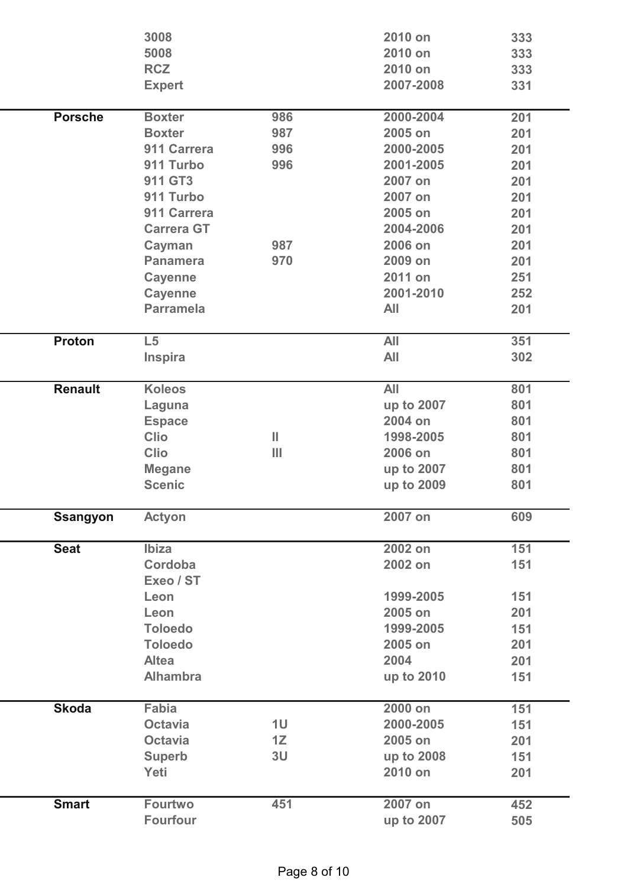| | | | | |
|---|---|---|---|---|
| | 3008 | | 2010 on | 333 |
| | 5008 | | 2010 on | 333 |
| | RCZ | | 2010 on | 333 |
| | Expert | | 2007-2008 | 331 |
| **Porsche** | Boxter | 986 | 2000-2004 | 201 |
| | Boxter | 987 | 2005 on | 201 |
| | 911 Carrera | 996 | 2000-2005 | 201 |
| | 911 Turbo | 996 | 2001-2005 | 201 |
| | 911 GT3 | | 2007 on | 201 |
| | 911 Turbo | | 2007 on | 201 |
| | 911 Carrera | | 2005 on | 201 |
| | Carrera GT | | 2004-2006 | 201 |
| | Cayman | 987 | 2006 on | 201 |
| | Panamera | 970 | 2009 on | 201 |
| | Cayenne | | 2011 on | 251 |
| | Cayenne | | 2001-2010 | 252 |
| | Parramela | | All | 201 |
| **Proton** | L5 | | All | 351 |
| | Inspira | | All | 302 |
| **Renault** | Koleos | | All | 801 |
| | Laguna | | up to 2007 | 801 |
| | Espace | | 2004 on | 801 |
| | Clio | II | 1998-2005 | 801 |
| | Clio | III | 2006 on | 801 |
| | Megane | | up to 2007 | 801 |
| | Scenic | | up to 2009 | 801 |
| **Ssangyon** | Actyon | | 2007 on | 609 |
| **Seat** | Ibiza | | 2002 on | 151 |
| | Cordoba | | 2002 on | 151 |
| | Exeo / ST | | | |
| | Leon | | 1999-2005 | 151 |
| | Leon | | 2005 on | 201 |
| | Toloedo | | 1999-2005 | 151 |
| | Toloedo | | 2005 on | 201 |
| | Altea | | 2004 | 201 |
| | Alhambra | | up to 2010 | 151 |
| **Skoda** | Fabia | | 2000 on | 151 |
| | Octavia | 1U | 2000-2005 | 151 |
| | Octavia | 1Z | 2005 on | 201 |
| | Superb | 3U | up to 2008 | 151 |
| | Yeti | | 2010 on | 201 |
| **Smart** | Fourtwo | 451 | 2007 on | 452 |
| | Fourfour | | up to 2007 | 505 |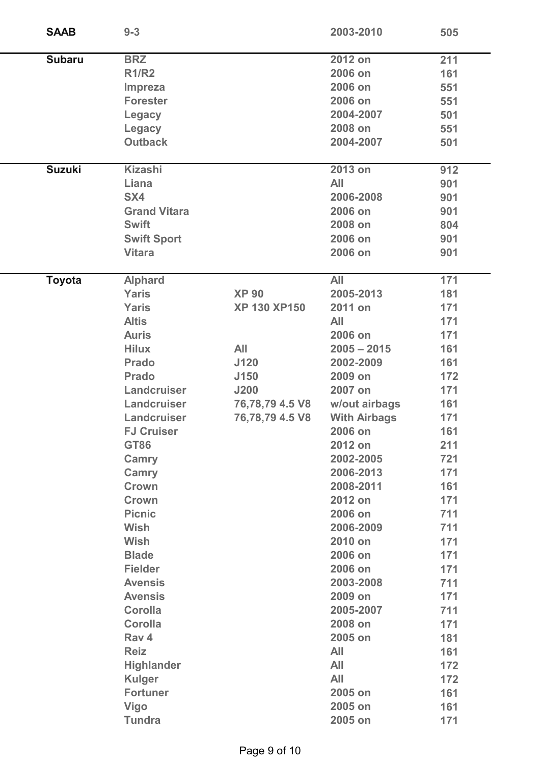| | | | | |
|---|---|---|---|---|
| **SAAB** | 9-3 | | 2003-2010 | 505 |
| **Subaru** | BRZ | | 2012 on | 211 |
| | R1/R2 | | 2006 on | 161 |
| | Impreza | | 2006 on | 551 |
| | Forester | | 2006 on | 551 |
| | Legacy | | 2004-2007 | 501 |
| | Legacy | | 2008 on | 551 |
| | Outback | | 2004-2007 | 501 |
| **Suzuki** | Kizashi | | 2013 on | 912 |
| | Liana | | All | 901 |
| | SX4 | | 2006-2008 | 901 |
| | Grand Vitara | | 2006 on | 901 |
| | Swift | | 2008 on | 804 |
| | Swift Sport | | 2006 on | 901 |
| | Vitara | | 2006 on | 901 |
| **Toyota** | Alphard | | All | 171 |
| | Yaris | XP 90 | 2005-2013 | 181 |
| | Yaris | XP 130 XP150 | 2011 on | 171 |
| | Altis | | All | 171 |
| | Auris | | 2006 on | 171 |
| | Hilux | All | 2005 – 2015 | 161 |
| | Prado | J120 | 2002-2009 | 161 |
| | Prado | J150 | 2009 on | 172 |
| | Landcruiser | J200 | 2007 on | 171 |
| | Landcruiser | 76,78,79 4.5 V8 | w/out airbags | 161 |
| | Landcruiser | 76,78,79 4.5 V8 | With Airbags | 171 |
| | FJ Cruiser | | 2006 on | 161 |
| | GT86 | | 2012 on | 211 |
| | Camry | | 2002-2005 | 721 |
| | Camry | | 2006-2013 | 171 |
| | Crown | | 2008-2011 | 161 |
| | Crown | | 2012 on | 171 |
| | Picnic | | 2006 on | 711 |
| | Wish | | 2006-2009 | 711 |
| | Wish | | 2010 on | 171 |
| | Blade | | 2006 on | 171 |
| | Fielder | | 2006 on | 171 |
| | Avensis | | 2003-2008 | 711 |
| | Avensis | | 2009 on | 171 |
| | Corolla | | 2005-2007 | 711 |
| | Corolla | | 2008 on | 171 |
| | Rav 4 | | 2005 on | 181 |
| | Reiz | | All | 161 |
| | Highlander | | All | 172 |
| | Kulger | | All | 172 |
| | Fortuner | | 2005 on | 161 |
| | Vigo | | 2005 on | 161 |
| | Tundra | | 2005 on | 171 |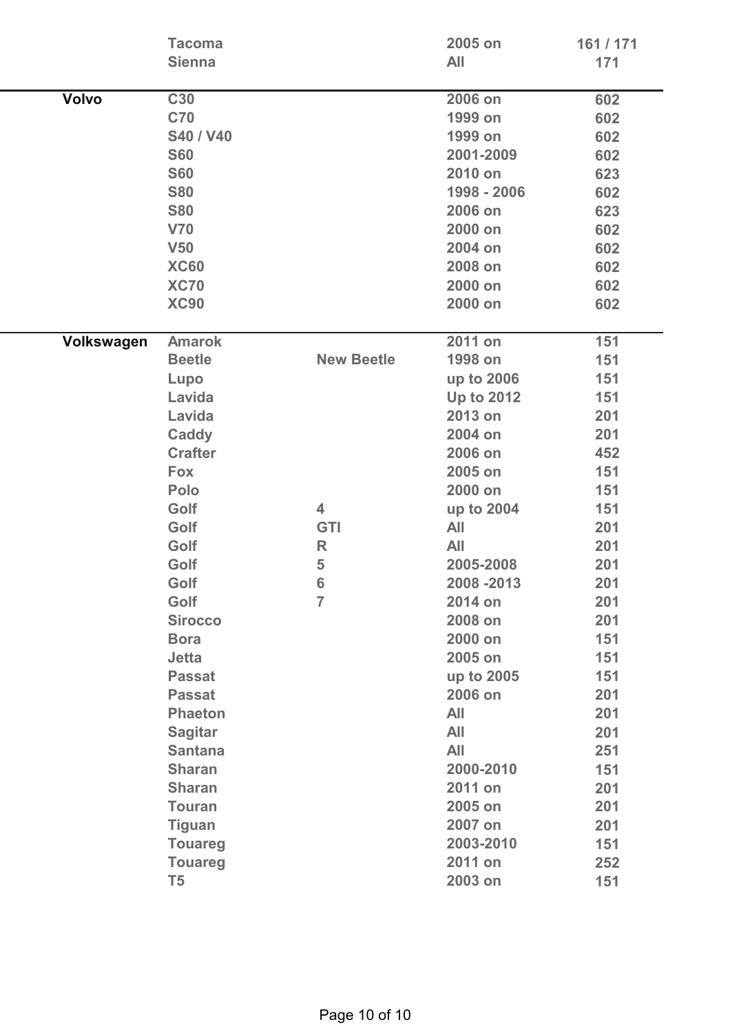| | | | | |
|---|---|---|---|---|
| | Tacoma | | 2005 on | 161 / 171 |
| | Sienna | | All | 171 |
| Volvo | C30 | | 2006 on | 602 |
| | C70 | | 1999 on | 602 |
| | S40 / V40 | | 1999 on | 602 |
| | S60 | | 2001-2009 | 602 |
| | S60 | | 2010 on | 623 |
| | S80 | | 1998 - 2006 | 602 |
| | S80 | | 2006 on | 623 |
| | V70 | | 2000 on | 602 |
| | V50 | | 2004 on | 602 |
| | XC60 | | 2008 on | 602 |
| | XC70 | | 2000 on | 602 |
| | XC90 | | 2000 on | 602 |
| Volkswagen | Amarok | | 2011 on | 151 |
| | Beetle | New Beetle | 1998 on | 151 |
| | Lupo | | up to 2006 | 151 |
| | Lavida | | Up to 2012 | 151 |
| | Lavida | | 2013 on | 201 |
| | Caddy | | 2004 on | 201 |
| | Crafter | | 2006 on | 452 |
| | Fox | | 2005 on | 151 |
| | Polo | | 2000 on | 151 |
| | Golf | 4 | up to 2004 | 151 |
| | Golf | GTI | All | 201 |
| | Golf | R | All | 201 |
| | Golf | 5 | 2005-2008 | 201 |
| | Golf | 6 | 2008 -2013 | 201 |
| | Golf | 7 | 2014 on | 201 |
| | Sirocco | | 2008 on | 201 |
| | Bora | | 2000 on | 151 |
| | Jetta | | 2005 on | 151 |
| | Passat | | up to 2005 | 151 |
| | Passat | | 2006 on | 201 |
| | Phaeton | | All | 201 |
| | Sagitar | | All | 201 |
| | Santana | | All | 251 |
| | Sharan | | 2000-2010 | 151 |
| | Sharan | | 2011 on | 201 |
| | Touran | | 2005 on | 201 |
| | Tiguan | | 2007 on | 201 |
| | Touareg | | 2003-2010 | 151 |
| | Touareg | | 2011 on | 252 |
| | T5 | | 2003 on | 151 |